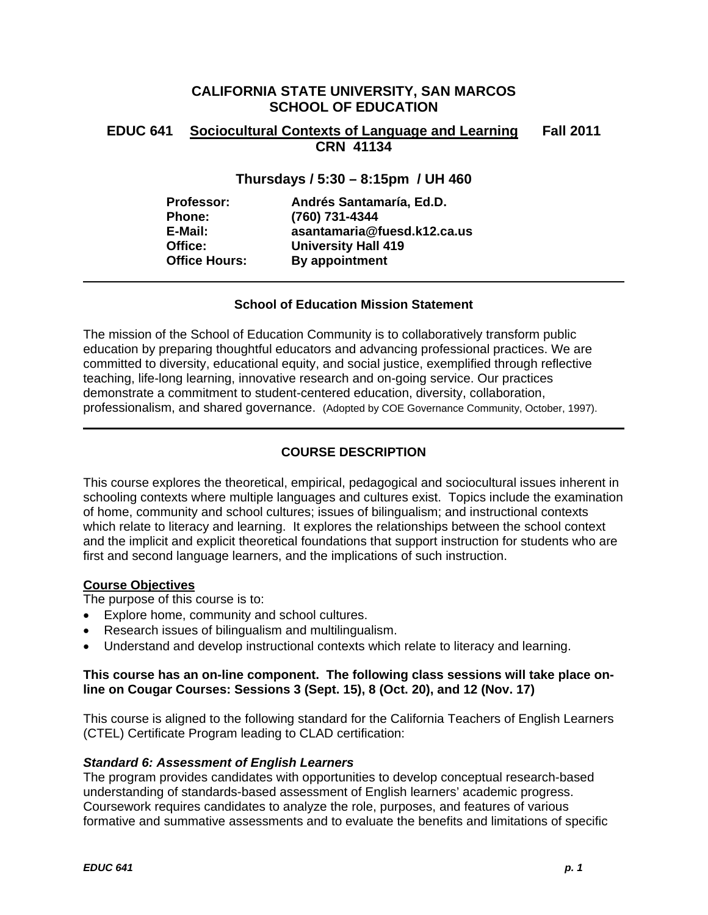# CALIFORNIA STATE UNIVERSITY, SAN MARCOS
# SCHOOL OF EDUCATION

## EDUC 641 Sociocultural Contexts of Language and Learning Fall 2011
## CRN 41134

### Thursdays / 5:30 – 8:15pm / UH 460

| | |
|---|---|
| **Professor:** | **Andrés Santamaría, Ed.D.** |
| **Phone:** | **(760) 731-4344** |
| **E-Mail:** | **asantamaria@fuesd.k12.ca.us** |
| **Office:** | **University Hall 419** |
| **Office Hours:** | **By appointment** |

---

**School of Education Mission Statement**

The mission of the School of Education Community is to collaboratively transform public education by preparing thoughtful educators and advancing professional practices. We are committed to diversity, educational equity, and social justice, exemplified through reflective teaching, life-long learning, innovative research and on-going service. Our practices demonstrate a commitment to student-centered education, diversity, collaboration, professionalism, and shared governance. (Adopted by COE Governance Community, October, 1997).

---

## COURSE DESCRIPTION

This course explores the theoretical, empirical, pedagogical and sociocultural issues inherent in schooling contexts where multiple languages and cultures exist. Topics include the examination of home, community and school cultures; issues of bilingualism; and instructional contexts which relate to literacy and learning. It explores the relationships between the school context and the implicit and explicit theoretical foundations that support instruction for students who are first and second language learners, and the implications of such instruction.

**Course Objectives**

The purpose of this course is to:

- Explore home, community and school cultures.
- Research issues of bilingualism and multilingualism.
- Understand and develop instructional contexts which relate to literacy and learning.

**This course has an on-line component. The following class sessions will take place on-line on Cougar Courses: Sessions 3 (Sept. 15), 8 (Oct. 20), and 12 (Nov. 17)**

This course is aligned to the following standard for the California Teachers of English Learners (CTEL) Certificate Program leading to CLAD certification:

***Standard 6: Assessment of English Learners***

The program provides candidates with opportunities to develop conceptual research-based understanding of standards-based assessment of English learners' academic progress. Coursework requires candidates to analyze the role, purposes, and features of various formative and summative assessments and to evaluate the benefits and limitations of specific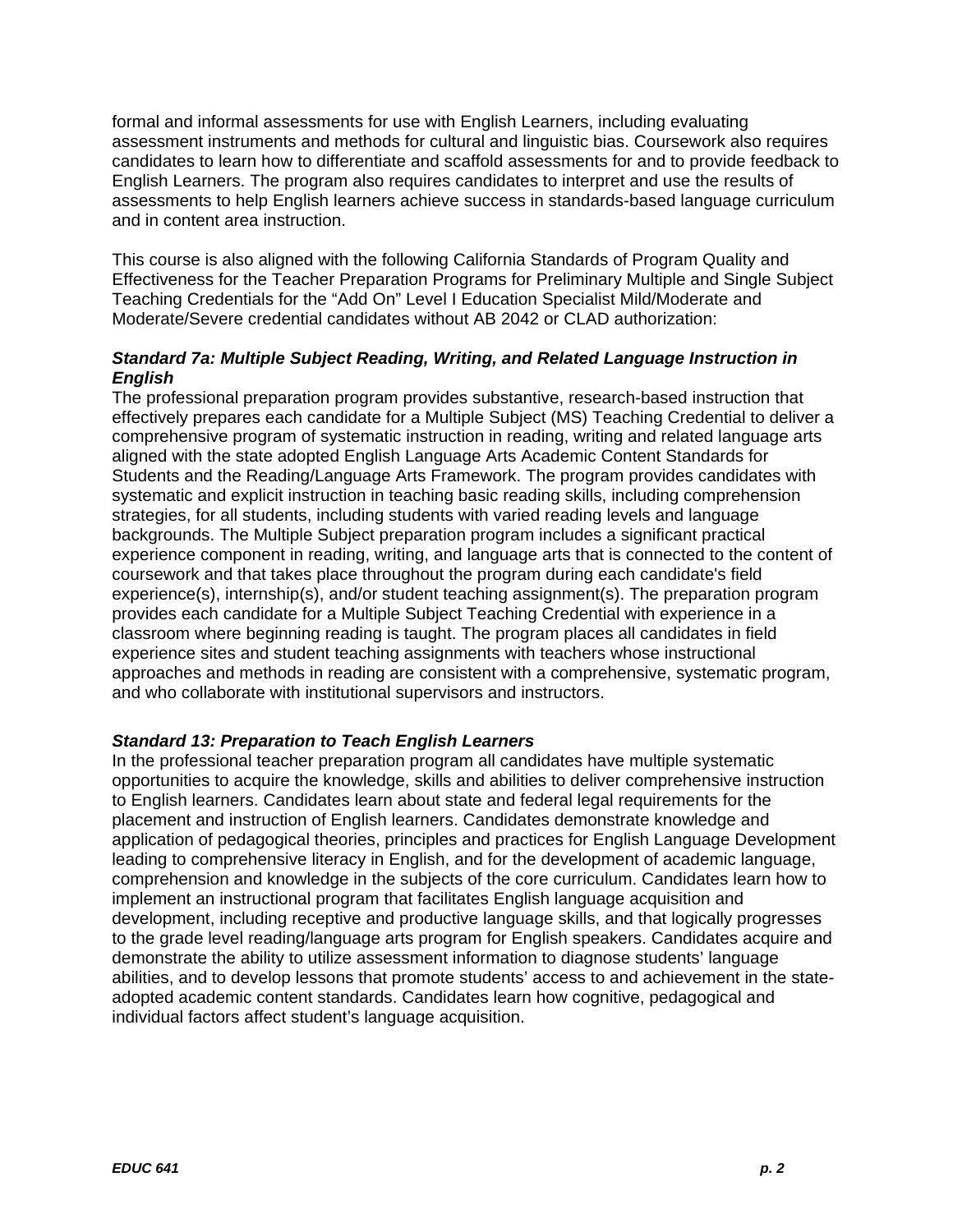formal and informal assessments for use with English Learners, including evaluating assessment instruments and methods for cultural and linguistic bias. Coursework also requires candidates to learn how to differentiate and scaffold assessments for and to provide feedback to English Learners. The program also requires candidates to interpret and use the results of assessments to help English learners achieve success in standards-based language curriculum and in content area instruction.

This course is also aligned with the following California Standards of Program Quality and Effectiveness for the Teacher Preparation Programs for Preliminary Multiple and Single Subject Teaching Credentials for the "Add On" Level I Education Specialist Mild/Moderate and Moderate/Severe credential candidates without AB 2042 or CLAD authorization:

***Standard 7a: Multiple Subject Reading, Writing, and Related Language Instruction in English***

The professional preparation program provides substantive, research-based instruction that effectively prepares each candidate for a Multiple Subject (MS) Teaching Credential to deliver a comprehensive program of systematic instruction in reading, writing and related language arts aligned with the state adopted English Language Arts Academic Content Standards for Students and the Reading/Language Arts Framework. The program provides candidates with systematic and explicit instruction in teaching basic reading skills, including comprehension strategies, for all students, including students with varied reading levels and language backgrounds. The Multiple Subject preparation program includes a significant practical experience component in reading, writing, and language arts that is connected to the content of coursework and that takes place throughout the program during each candidate's field experience(s), internship(s), and/or student teaching assignment(s). The preparation program provides each candidate for a Multiple Subject Teaching Credential with experience in a classroom where beginning reading is taught. The program places all candidates in field experience sites and student teaching assignments with teachers whose instructional approaches and methods in reading are consistent with a comprehensive, systematic program, and who collaborate with institutional supervisors and instructors.

***Standard 13: Preparation to Teach English Learners***

In the professional teacher preparation program all candidates have multiple systematic opportunities to acquire the knowledge, skills and abilities to deliver comprehensive instruction to English learners. Candidates learn about state and federal legal requirements for the placement and instruction of English learners. Candidates demonstrate knowledge and application of pedagogical theories, principles and practices for English Language Development leading to comprehensive literacy in English, and for the development of academic language, comprehension and knowledge in the subjects of the core curriculum. Candidates learn how to implement an instructional program that facilitates English language acquisition and development, including receptive and productive language skills, and that logically progresses to the grade level reading/language arts program for English speakers. Candidates acquire and demonstrate the ability to utilize assessment information to diagnose students' language abilities, and to develop lessons that promote students' access to and achievement in the state-adopted academic content standards. Candidates learn how cognitive, pedagogical and individual factors affect student's language acquisition.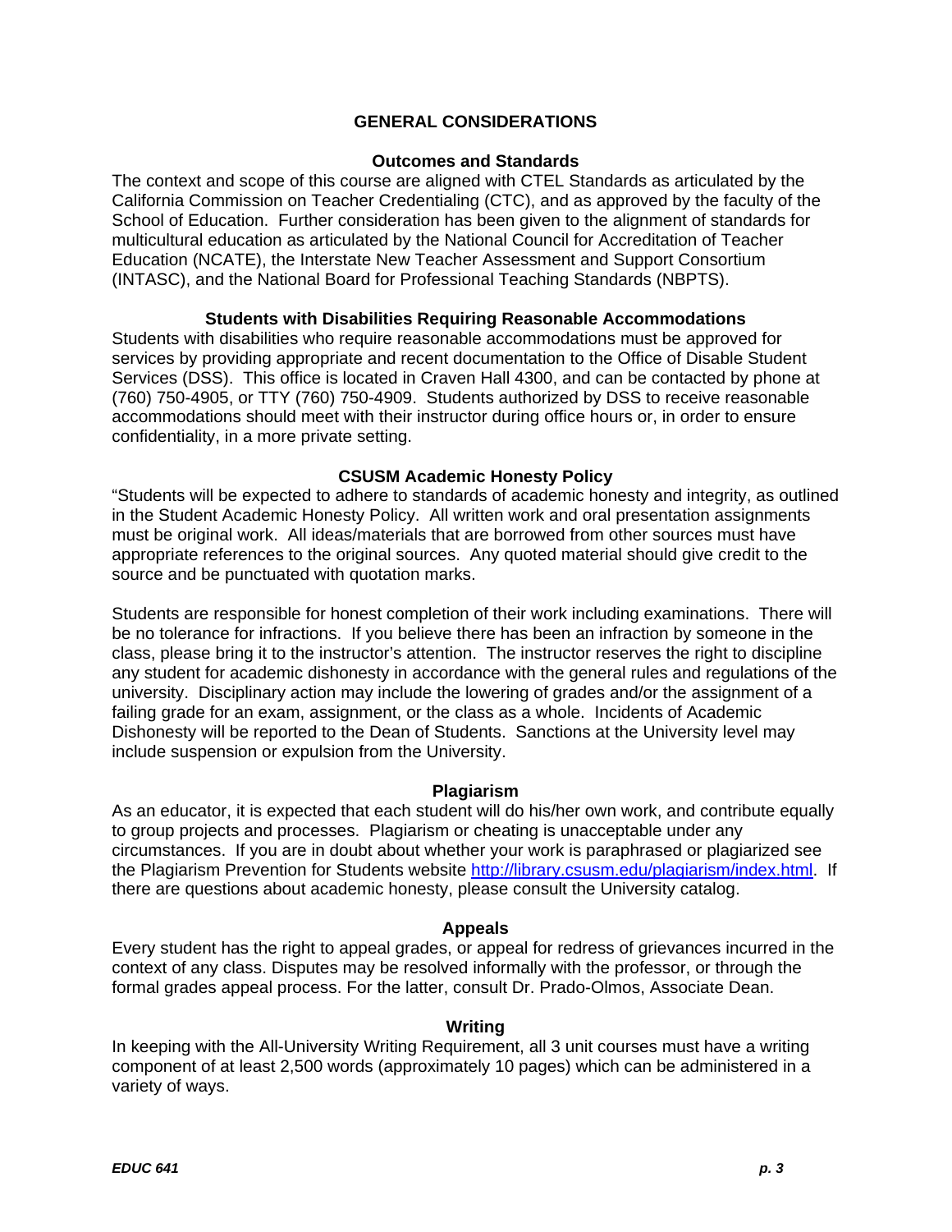## GENERAL CONSIDERATIONS

### Outcomes and Standards

The context and scope of this course are aligned with CTEL Standards as articulated by the California Commission on Teacher Credentialing (CTC), and as approved by the faculty of the School of Education. Further consideration has been given to the alignment of standards for multicultural education as articulated by the National Council for Accreditation of Teacher Education (NCATE), the Interstate New Teacher Assessment and Support Consortium (INTASC), and the National Board for Professional Teaching Standards (NBPTS).

### Students with Disabilities Requiring Reasonable Accommodations

Students with disabilities who require reasonable accommodations must be approved for services by providing appropriate and recent documentation to the Office of Disable Student Services (DSS). This office is located in Craven Hall 4300, and can be contacted by phone at (760) 750-4905, or TTY (760) 750-4909. Students authorized by DSS to receive reasonable accommodations should meet with their instructor during office hours or, in order to ensure confidentiality, in a more private setting.

### CSUSM Academic Honesty Policy

"Students will be expected to adhere to standards of academic honesty and integrity, as outlined in the Student Academic Honesty Policy. All written work and oral presentation assignments must be original work. All ideas/materials that are borrowed from other sources must have appropriate references to the original sources. Any quoted material should give credit to the source and be punctuated with quotation marks.

Students are responsible for honest completion of their work including examinations. There will be no tolerance for infractions. If you believe there has been an infraction by someone in the class, please bring it to the instructor's attention. The instructor reserves the right to discipline any student for academic dishonesty in accordance with the general rules and regulations of the university. Disciplinary action may include the lowering of grades and/or the assignment of a failing grade for an exam, assignment, or the class as a whole. Incidents of Academic Dishonesty will be reported to the Dean of Students. Sanctions at the University level may include suspension or expulsion from the University.

### Plagiarism

As an educator, it is expected that each student will do his/her own work, and contribute equally to group projects and processes. Plagiarism or cheating is unacceptable under any circumstances. If you are in doubt about whether your work is paraphrased or plagiarized see the Plagiarism Prevention for Students website http://library.csusm.edu/plagiarism/index.html. If there are questions about academic honesty, please consult the University catalog.

### Appeals

Every student has the right to appeal grades, or appeal for redress of grievances incurred in the context of any class. Disputes may be resolved informally with the professor, or through the formal grades appeal process. For the latter, consult Dr. Prado-Olmos, Associate Dean.

### Writing

In keeping with the All-University Writing Requirement, all 3 unit courses must have a writing component of at least 2,500 words (approximately 10 pages) which can be administered in a variety of ways.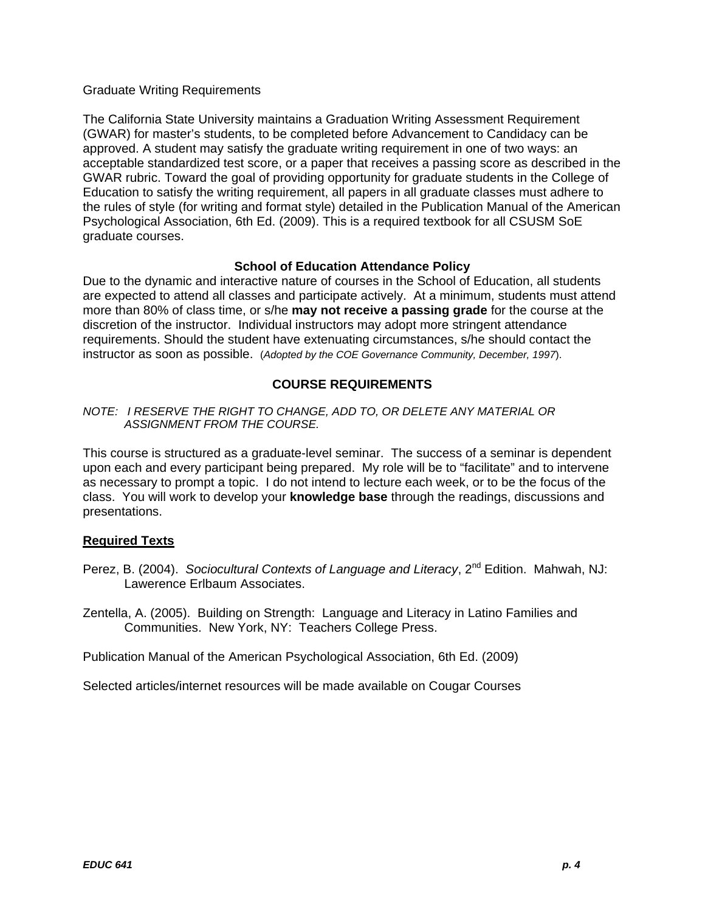Graduate Writing Requirements

The California State University maintains a Graduation Writing Assessment Requirement (GWAR) for master's students, to be completed before Advancement to Candidacy can be approved. A student may satisfy the graduate writing requirement in one of two ways: an acceptable standardized test score, or a paper that receives a passing score as described in the GWAR rubric. Toward the goal of providing opportunity for graduate students in the College of Education to satisfy the writing requirement, all papers in all graduate classes must adhere to the rules of style (for writing and format style) detailed in the Publication Manual of the American Psychological Association, 6th Ed. (2009). This is a required textbook for all CSUSM SoE graduate courses.

**School of Education Attendance Policy**

Due to the dynamic and interactive nature of courses in the School of Education, all students are expected to attend all classes and participate actively. At a minimum, students must attend more than 80% of class time, or s/he **may not receive a passing grade** for the course at the discretion of the instructor. Individual instructors may adopt more stringent attendance requirements. Should the student have extenuating circumstances, s/he should contact the instructor as soon as possible. (*Adopted by the COE Governance Community, December, 1997*).

## COURSE REQUIREMENTS

*NOTE: I RESERVE THE RIGHT TO CHANGE, ADD TO, OR DELETE ANY MATERIAL OR ASSIGNMENT FROM THE COURSE.*

This course is structured as a graduate-level seminar. The success of a seminar is dependent upon each and every participant being prepared. My role will be to "facilitate" and to intervene as necessary to prompt a topic. I do not intend to lecture each week, or to be the focus of the class. You will work to develop your **knowledge base** through the readings, discussions and presentations.

**Required Texts**

Perez, B. (2004). *Sociocultural Contexts of Language and Literacy*, 2nd Edition. Mahwah, NJ: Lawerence Erlbaum Associates.

Zentella, A. (2005). Building on Strength: Language and Literacy in Latino Families and Communities. New York, NY: Teachers College Press.

Publication Manual of the American Psychological Association, 6th Ed. (2009)

Selected articles/internet resources will be made available on Cougar Courses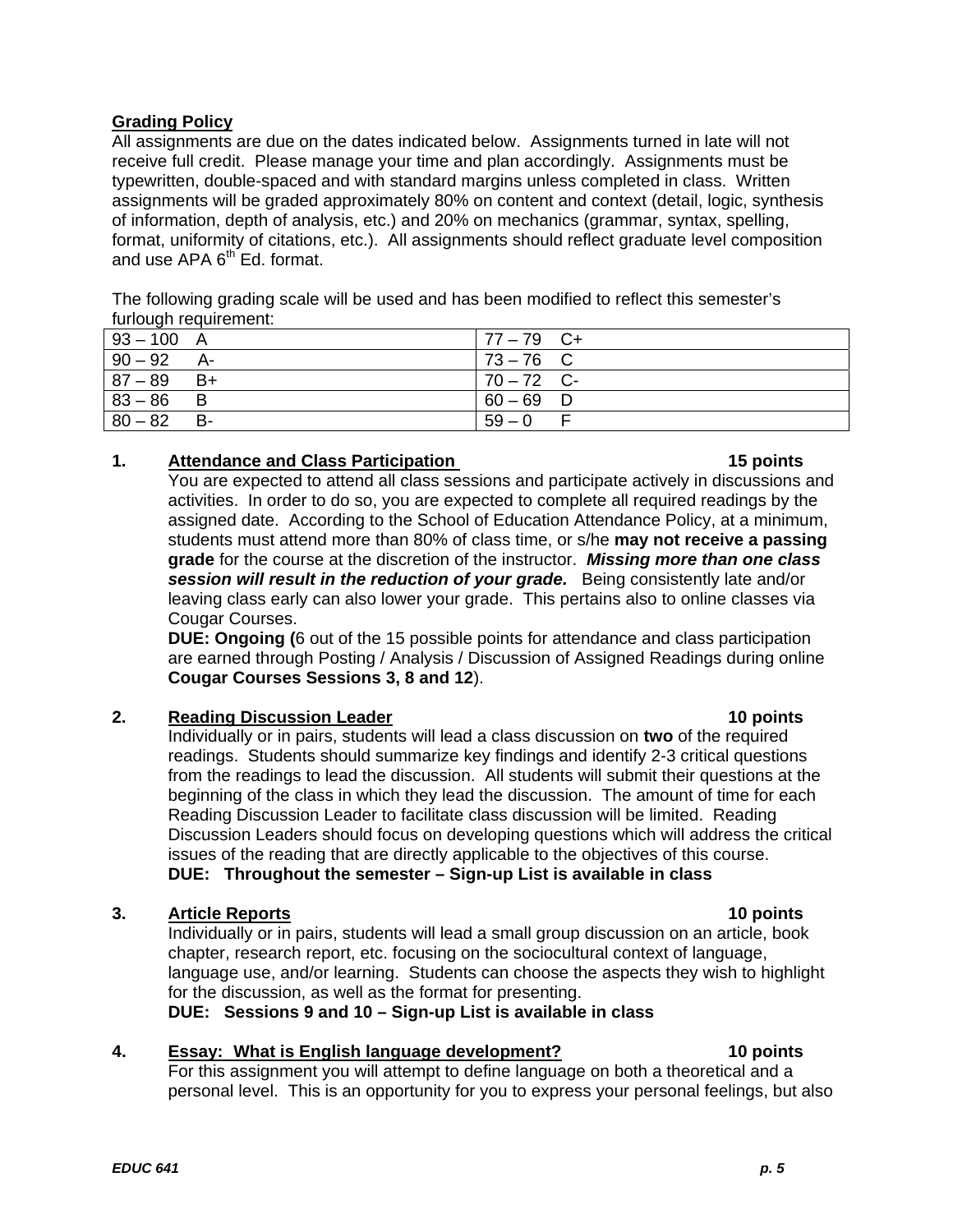**Grading Policy**

All assignments are due on the dates indicated below. Assignments turned in late will not receive full credit. Please manage your time and plan accordingly. Assignments must be typewritten, double-spaced and with standard margins unless completed in class. Written assignments will be graded approximately 80% on content and context (detail, logic, synthesis of information, depth of analysis, etc.) and 20% on mechanics (grammar, syntax, spelling, format, uniformity of citations, etc.). All assignments should reflect graduate level composition and use APA 6th Ed. format.

The following grading scale will be used and has been modified to reflect this semester's furlough requirement:

| | |
|---|---|
| 93 – 100 A | 77 – 79 C+ |
| 90 – 92 A- | 73 – 76 C |
| 87 – 89 B+ | 70 – 72 C- |
| 83 – 86 B | 60 – 69 D |
| 80 – 82 B- | 59 – 0 F |

1. **Attendance and Class Participation** **15 points**
   You are expected to attend all class sessions and participate actively in discussions and activities. In order to do so, you are expected to complete all required readings by the assigned date. According to the School of Education Attendance Policy, at a minimum, students must attend more than 80% of class time, or s/he **may not receive a passing grade** for the course at the discretion of the instructor. ***Missing more than one class session will result in the reduction of your grade.*** Being consistently late and/or leaving class early can also lower your grade. This pertains also to online classes via Cougar Courses.
   **DUE: Ongoing (**6 out of the 15 possible points for attendance and class participation are earned through Posting / Analysis / Discussion of Assigned Readings during online **Cougar Courses Sessions 3, 8 and 12**).

2. **Reading Discussion Leader** **10 points**
   Individually or in pairs, students will lead a class discussion on **two** of the required readings. Students should summarize key findings and identify 2-3 critical questions from the readings to lead the discussion. All students will submit their questions at the beginning of the class in which they lead the discussion. The amount of time for each Reading Discussion Leader to facilitate class discussion will be limited. Reading Discussion Leaders should focus on developing questions which will address the critical issues of the reading that are directly applicable to the objectives of this course.
   **DUE: Throughout the semester – Sign-up List is available in class**

3. **Article Reports** **10 points**
   Individually or in pairs, students will lead a small group discussion on an article, book chapter, research report, etc. focusing on the sociocultural context of language, language use, and/or learning. Students can choose the aspects they wish to highlight for the discussion, as well as the format for presenting.
   **DUE: Sessions 9 and 10 – Sign-up List is available in class**

4. **Essay: What is English language development?** **10 points**
   For this assignment you will attempt to define language on both a theoretical and a personal level. This is an opportunity for you to express your personal feelings, but also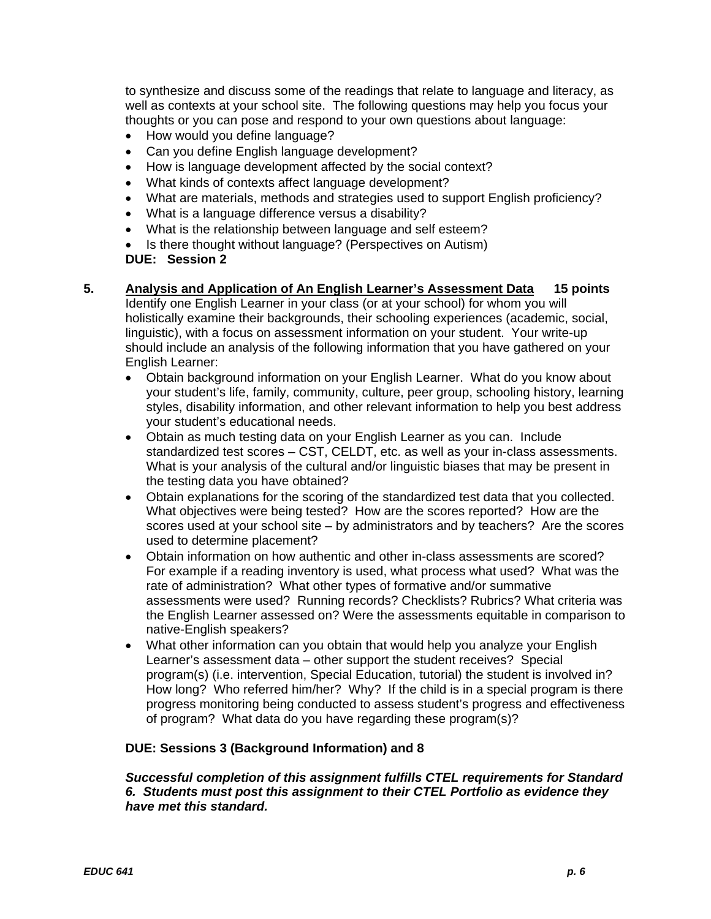to synthesize and discuss some of the readings that relate to language and literacy, as well as contexts at your school site. The following questions may help you focus your thoughts or you can pose and respond to your own questions about language:

- How would you define language?
- Can you define English language development?
- How is language development affected by the social context?
- What kinds of contexts affect language development?
- What are materials, methods and strategies used to support English proficiency?
- What is a language difference versus a disability?
- What is the relationship between language and self esteem?
- Is there thought without language? (Perspectives on Autism)

**DUE: Session 2**

5. **<u>Analysis and Application of An English Learner's Assessment Data</u> 15 points**

Identify one English Learner in your class (or at your school) for whom you will holistically examine their backgrounds, their schooling experiences (academic, social, linguistic), with a focus on assessment information on your student. Your write-up should include an analysis of the following information that you have gathered on your English Learner:

- Obtain background information on your English Learner. What do you know about your student's life, family, community, culture, peer group, schooling history, learning styles, disability information, and other relevant information to help you best address your student's educational needs.
- Obtain as much testing data on your English Learner as you can. Include standardized test scores – CST, CELDT, etc. as well as your in-class assessments. What is your analysis of the cultural and/or linguistic biases that may be present in the testing data you have obtained?
- Obtain explanations for the scoring of the standardized test data that you collected. What objectives were being tested? How are the scores reported? How are the scores used at your school site – by administrators and by teachers? Are the scores used to determine placement?
- Obtain information on how authentic and other in-class assessments are scored? For example if a reading inventory is used, what process what used? What was the rate of administration? What other types of formative and/or summative assessments were used? Running records? Checklists? Rubrics? What criteria was the English Learner assessed on? Were the assessments equitable in comparison to native-English speakers?
- What other information can you obtain that would help you analyze your English Learner's assessment data – other support the student receives? Special program(s) (i.e. intervention, Special Education, tutorial) the student is involved in? How long? Who referred him/her? Why? If the child is in a special program is there progress monitoring being conducted to assess student's progress and effectiveness of program? What data do you have regarding these program(s)?

**DUE: Sessions 3 (Background Information) and 8**

***Successful completion of this assignment fulfills CTEL requirements for Standard 6. Students must post this assignment to their CTEL Portfolio as evidence they have met this standard.***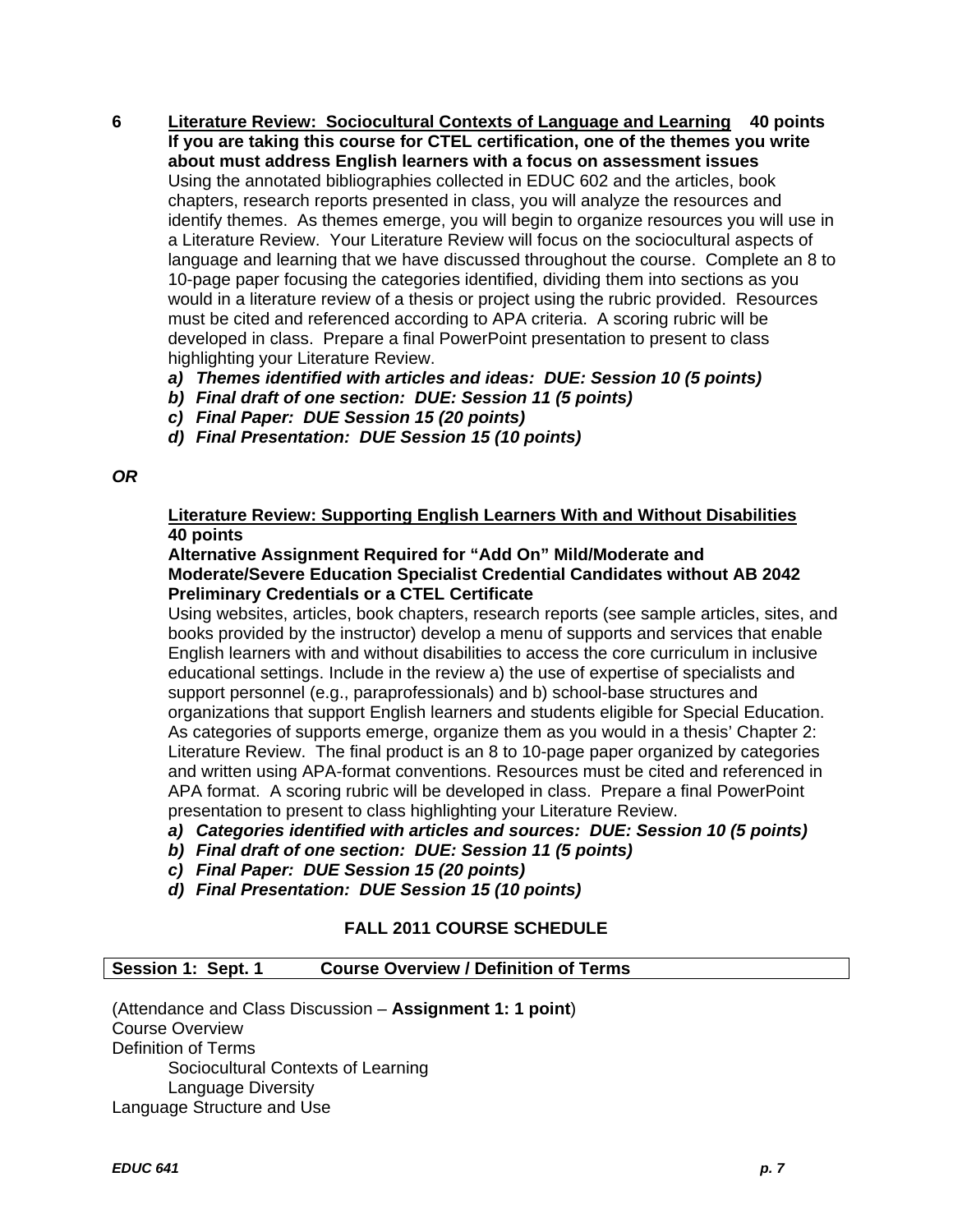**6 <u>Literature Review: Sociocultural Contexts of Language and Learning</u> 40 points**

**If you are taking this course for CTEL certification, one of the themes you write about must address English learners with a focus on assessment issues**

Using the annotated bibliographies collected in EDUC 602 and the articles, book chapters, research reports presented in class, you will analyze the resources and identify themes. As themes emerge, you will begin to organize resources you will use in a Literature Review. Your Literature Review will focus on the sociocultural aspects of language and learning that we have discussed throughout the course. Complete an 8 to 10-page paper focusing the categories identified, dividing them into sections as you would in a literature review of a thesis or project using the rubric provided. Resources must be cited and referenced according to APA criteria. A scoring rubric will be developed in class. Prepare a final PowerPoint presentation to present to class highlighting your Literature Review.

***a) Themes identified with articles and ideas: DUE: Session 10 (5 points)***
***b) Final draft of one section: DUE: Session 11 (5 points)***
***c) Final Paper: DUE Session 15 (20 points)***
***d) Final Presentation: DUE Session 15 (10 points)***

***OR***

**<u>Literature Review: Supporting English Learners With and Without Disabilities</u> 40 points**

**Alternative Assignment Required for "Add On" Mild/Moderate and Moderate/Severe Education Specialist Credential Candidates without AB 2042 Preliminary Credentials or a CTEL Certificate**

Using websites, articles, book chapters, research reports (see sample articles, sites, and books provided by the instructor) develop a menu of supports and services that enable English learners with and without disabilities to access the core curriculum in inclusive educational settings. Include in the review a) the use of expertise of specialists and support personnel (e.g., paraprofessionals) and b) school-base structures and organizations that support English learners and students eligible for Special Education. As categories of supports emerge, organize them as you would in a thesis' Chapter 2: Literature Review. The final product is an 8 to 10-page paper organized by categories and written using APA-format conventions. Resources must be cited and referenced in APA format. A scoring rubric will be developed in class. Prepare a final PowerPoint presentation to present to class highlighting your Literature Review.

***a) Categories identified with articles and sources: DUE: Session 10 (5 points)***
***b) Final draft of one section: DUE: Session 11 (5 points)***
***c) Final Paper: DUE Session 15 (20 points)***
***d) Final Presentation: DUE Session 15 (10 points)***

## FALL 2011 COURSE SCHEDULE

| **Session 1: Sept. 1** | **Course Overview / Definition of Terms** |
|---|---|

(Attendance and Class Discussion – **Assignment 1: 1 point**)
Course Overview
Definition of Terms
- Sociocultural Contexts of Learning
- Language Diversity

Language Structure and Use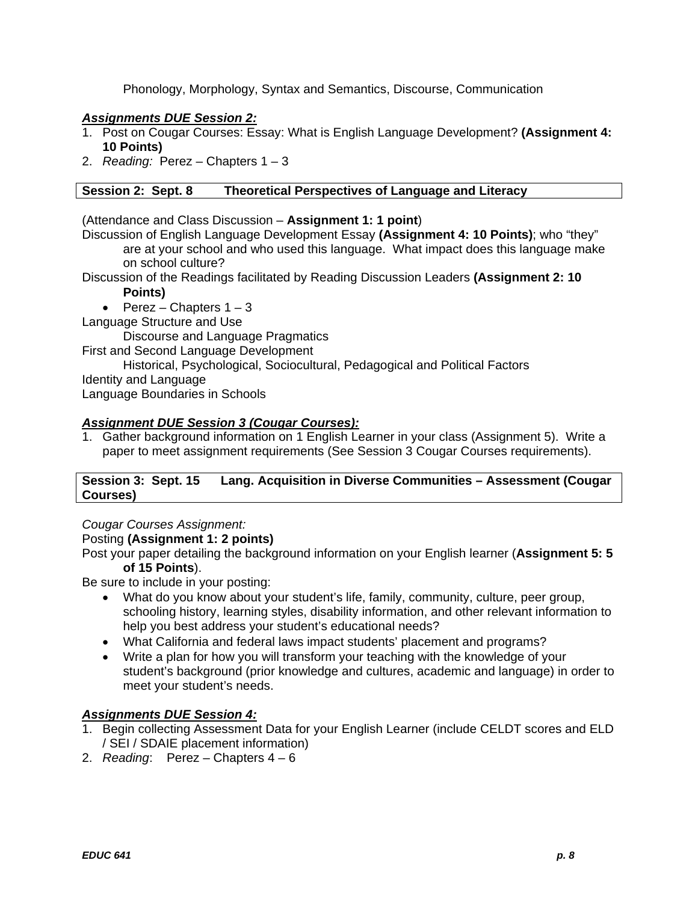Phonology, Morphology, Syntax and Semantics, Discourse, Communication

***Assignments DUE Session 2:***

1. Post on Cougar Courses: Essay: What is English Language Development? **(Assignment 4: 10 Points)**
2. *Reading:* Perez – Chapters 1 – 3

| **Session 2: Sept. 8 Theoretical Perspectives of Language and Literacy** |
|---|

(Attendance and Class Discussion – **Assignment 1: 1 point**)

Discussion of English Language Development Essay **(Assignment 4: 10 Points)**; who "they" are at your school and who used this language. What impact does this language make on school culture?

Discussion of the Readings facilitated by Reading Discussion Leaders **(Assignment 2: 10 Points)**

- Perez – Chapters 1 – 3

Language Structure and Use

Discourse and Language Pragmatics

First and Second Language Development

Historical, Psychological, Sociocultural, Pedagogical and Political Factors

Identity and Language

Language Boundaries in Schools

***Assignment DUE Session 3 (Cougar Courses):***

1. Gather background information on 1 English Learner in your class (Assignment 5). Write a paper to meet assignment requirements (See Session 3 Cougar Courses requirements).

| **Session 3: Sept. 15 Lang. Acquisition in Diverse Communities – Assessment (Cougar Courses)** |
|---|

*Cougar Courses Assignment:*

Posting **(Assignment 1: 2 points)**

Post your paper detailing the background information on your English learner (**Assignment 5: 5 of 15 Points**).

Be sure to include in your posting:

- What do you know about your student's life, family, community, culture, peer group, schooling history, learning styles, disability information, and other relevant information to help you best address your student's educational needs?
- What California and federal laws impact students' placement and programs?
- Write a plan for how you will transform your teaching with the knowledge of your student's background (prior knowledge and cultures, academic and language) in order to meet your student's needs.

***Assignments DUE Session 4:***

1. Begin collecting Assessment Data for your English Learner (include CELDT scores and ELD / SEI / SDAIE placement information)
2. *Reading*: Perez – Chapters 4 – 6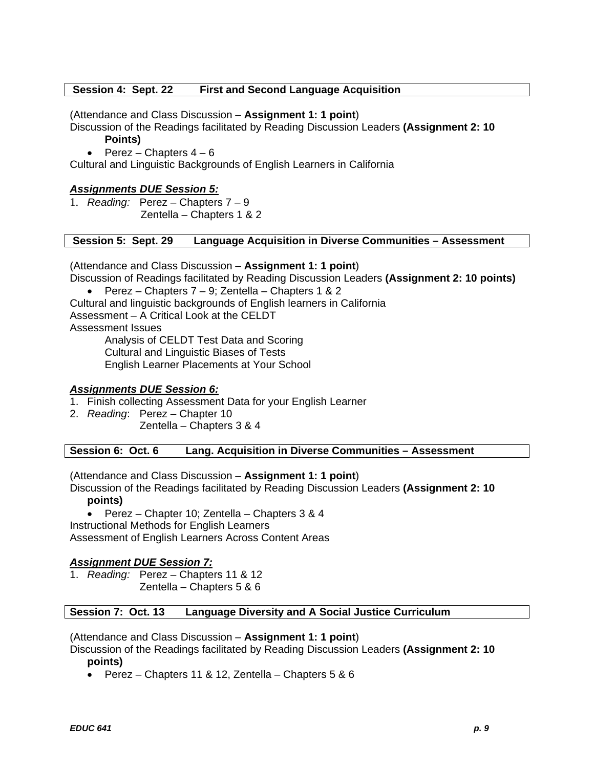### Session 4: Sept. 22 First and Second Language Acquisition

(Attendance and Class Discussion – **Assignment 1: 1 point**)
Discussion of the Readings facilitated by Reading Discussion Leaders **(Assignment 2: 10 Points)**

- Perez – Chapters 4 – 6

Cultural and Linguistic Backgrounds of English Learners in California

***Assignments DUE Session 5:***

1. *Reading:* Perez – Chapters 7 – 9
   Zentella – Chapters 1 & 2

### Session 5: Sept. 29 Language Acquisition in Diverse Communities – Assessment

(Attendance and Class Discussion – **Assignment 1: 1 point**)
Discussion of Readings facilitated by Reading Discussion Leaders **(Assignment 2: 10 points)**

- Perez – Chapters 7 – 9; Zentella – Chapters 1 & 2

Cultural and linguistic backgrounds of English learners in California
Assessment – A Critical Look at the CELDT
Assessment Issues
 Analysis of CELDT Test Data and Scoring
 Cultural and Linguistic Biases of Tests
 English Learner Placements at Your School

***Assignments DUE Session 6:***

1. Finish collecting Assessment Data for your English Learner
2. *Reading*: Perez – Chapter 10
   Zentella – Chapters 3 & 4

### Session 6: Oct. 6 Lang. Acquisition in Diverse Communities – Assessment

(Attendance and Class Discussion – **Assignment 1: 1 point**)
Discussion of the Readings facilitated by Reading Discussion Leaders **(Assignment 2: 10 points)**

- Perez – Chapter 10; Zentella – Chapters 3 & 4

Instructional Methods for English Learners
Assessment of English Learners Across Content Areas

***Assignment DUE Session 7:***

1. *Reading:* Perez – Chapters 11 & 12
   Zentella – Chapters 5 & 6

### Session 7: Oct. 13 Language Diversity and A Social Justice Curriculum

(Attendance and Class Discussion – **Assignment 1: 1 point**)
Discussion of the Readings facilitated by Reading Discussion Leaders **(Assignment 2: 10 points)**

- Perez – Chapters 11 & 12, Zentella – Chapters 5 & 6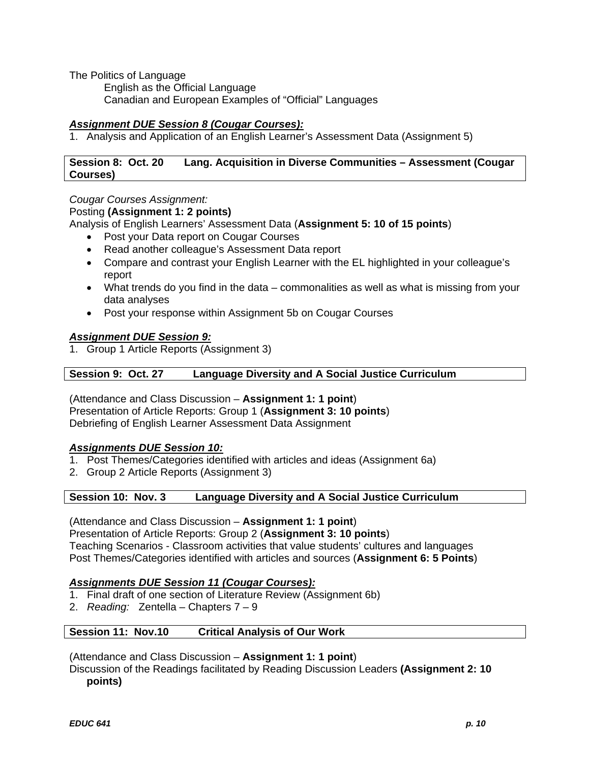The Politics of Language

English as the Official Language

Canadian and European Examples of "Official" Languages

***Assignment DUE Session 8 (Cougar Courses):***

1. Analysis and Application of an English Learner's Assessment Data (Assignment 5)

| **Session 8: Oct. 20 Lang. Acquisition in Diverse Communities – Assessment (Cougar Courses)** |
|---|

*Cougar Courses Assignment:*

Posting **(Assignment 1: 2 points)**

Analysis of English Learners' Assessment Data (**Assignment 5: 10 of 15 points**)

- Post your Data report on Cougar Courses
- Read another colleague's Assessment Data report
- Compare and contrast your English Learner with the EL highlighted in your colleague's report
- What trends do you find in the data – commonalities as well as what is missing from your data analyses
- Post your response within Assignment 5b on Cougar Courses

***Assignment DUE Session 9:***

1. Group 1 Article Reports (Assignment 3)

| **Session 9: Oct. 27 Language Diversity and A Social Justice Curriculum** |
|---|

(Attendance and Class Discussion – **Assignment 1: 1 point**)

Presentation of Article Reports: Group 1 (**Assignment 3: 10 points**)

Debriefing of English Learner Assessment Data Assignment

***Assignments DUE Session 10:***

1. Post Themes/Categories identified with articles and ideas (Assignment 6a)
2. Group 2 Article Reports (Assignment 3)

| **Session 10: Nov. 3 Language Diversity and A Social Justice Curriculum** |
|---|

(Attendance and Class Discussion – **Assignment 1: 1 point**)

Presentation of Article Reports: Group 2 (**Assignment 3: 10 points**)

Teaching Scenarios - Classroom activities that value students' cultures and languages

Post Themes/Categories identified with articles and sources (**Assignment 6: 5 Points**)

***Assignments DUE Session 11 (Cougar Courses):***

1. Final draft of one section of Literature Review (Assignment 6b)
2. *Reading:* Zentella – Chapters 7 – 9

| **Session 11: Nov.10 Critical Analysis of Our Work** |
|---|

(Attendance and Class Discussion – **Assignment 1: 1 point**)

Discussion of the Readings facilitated by Reading Discussion Leaders **(Assignment 2: 10 points)**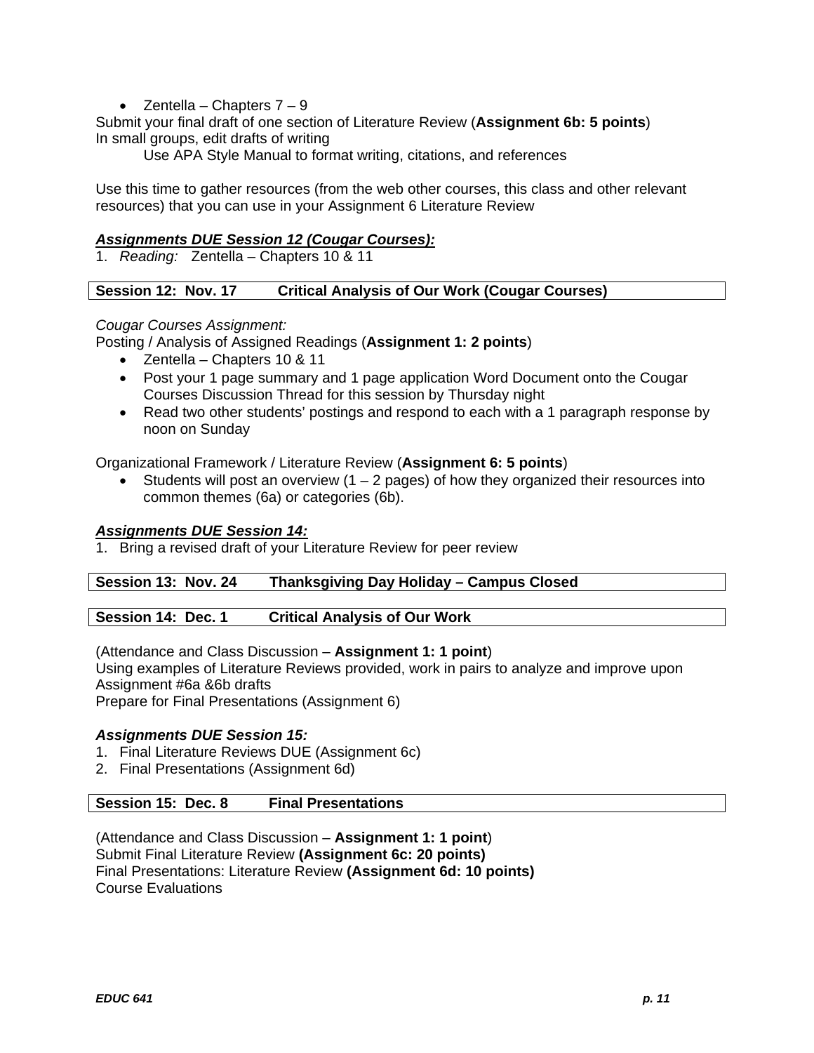- Zentella – Chapters 7 – 9

Submit your final draft of one section of Literature Review (**Assignment 6b: 5 points**)
In small groups, edit drafts of writing

Use APA Style Manual to format writing, citations, and references

Use this time to gather resources (from the web other courses, this class and other relevant resources) that you can use in your Assignment 6 Literature Review

***Assignments DUE Session 12 (Cougar Courses):***

1. *Reading:* Zentella – Chapters 10 & 11

**Session 12: Nov. 17 Critical Analysis of Our Work (Cougar Courses)**

*Cougar Courses Assignment:*

Posting / Analysis of Assigned Readings (**Assignment 1: 2 points**)

- Zentella – Chapters 10 & 11
- Post your 1 page summary and 1 page application Word Document onto the Cougar Courses Discussion Thread for this session by Thursday night
- Read two other students' postings and respond to each with a 1 paragraph response by noon on Sunday

Organizational Framework / Literature Review (**Assignment 6: 5 points**)

- Students will post an overview (1 – 2 pages) of how they organized their resources into common themes (6a) or categories (6b).

***Assignments DUE Session 14:***

1. Bring a revised draft of your Literature Review for peer review

**Session 13: Nov. 24 Thanksgiving Day Holiday – Campus Closed**

**Session 14: Dec. 1 Critical Analysis of Our Work**

(Attendance and Class Discussion – **Assignment 1: 1 point**)
Using examples of Literature Reviews provided, work in pairs to analyze and improve upon Assignment #6a &6b drafts
Prepare for Final Presentations (Assignment 6)

***Assignments DUE Session 15:***

1. Final Literature Reviews DUE (Assignment 6c)
2. Final Presentations (Assignment 6d)

**Session 15: Dec. 8 Final Presentations**

(Attendance and Class Discussion – **Assignment 1: 1 point**)
Submit Final Literature Review **(Assignment 6c: 20 points)**
Final Presentations: Literature Review **(Assignment 6d: 10 points)**
Course Evaluations